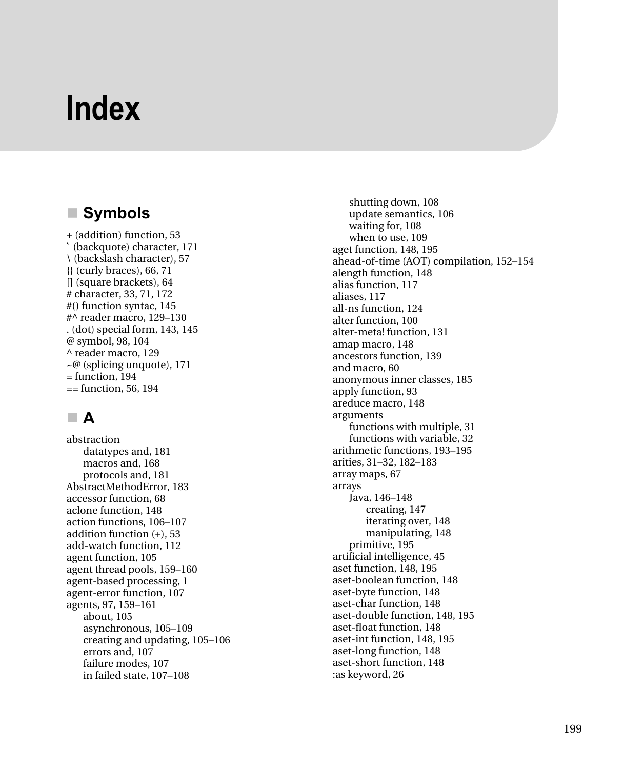# Index

## Symbols

+ (addition) function, 53
` (backquote) character, 171
\ (backslash character), 57
{} (curly braces), 66, 71
[] (square brackets), 64
# character, 33, 71, 172
#() function syntac, 145
#^ reader macro, 129–130
. (dot) special form, 143, 145
@ symbol, 98, 104
^ reader macro, 129
~@ (splicing unquote), 171
= function, 194
== function, 56, 194

## A

abstraction
    datatypes and, 181
    macros and, 168
    protocols and, 181
AbstractMethodError, 183
accessor function, 68
aclone function, 148
action functions, 106–107
addition function (+), 53
add-watch function, 112
agent function, 105
agent thread pools, 159–160
agent-based processing, 1
agent-error function, 107
agents, 97, 159–161
    about, 105
    asynchronous, 105–109
    creating and updating, 105–106
    errors and, 107
    failure modes, 107
    in failed state, 107–108
    shutting down, 108
    update semantics, 106
    waiting for, 108
    when to use, 109
aget function, 148, 195
ahead-of-time (AOT) compilation, 152–154
alength function, 148
alias function, 117
aliases, 117
all-ns function, 124
alter function, 100
alter-meta! function, 131
amap macro, 148
ancestors function, 139
and macro, 60
anonymous inner classes, 185
apply function, 93
areduce macro, 148
arguments
    functions with multiple, 31
    functions with variable, 32
arithmetic functions, 193–195
arities, 31–32, 182–183
array maps, 67
arrays
    Java, 146–148
        creating, 147
        iterating over, 148
        manipulating, 148
    primitive, 195
artificial intelligence, 45
aset function, 148, 195
aset-boolean function, 148
aset-byte function, 148
aset-char function, 148
aset-double function, 148, 195
aset-float function, 148
aset-int function, 148, 195
aset-long function, 148
aset-short function, 148
:as keyword, 26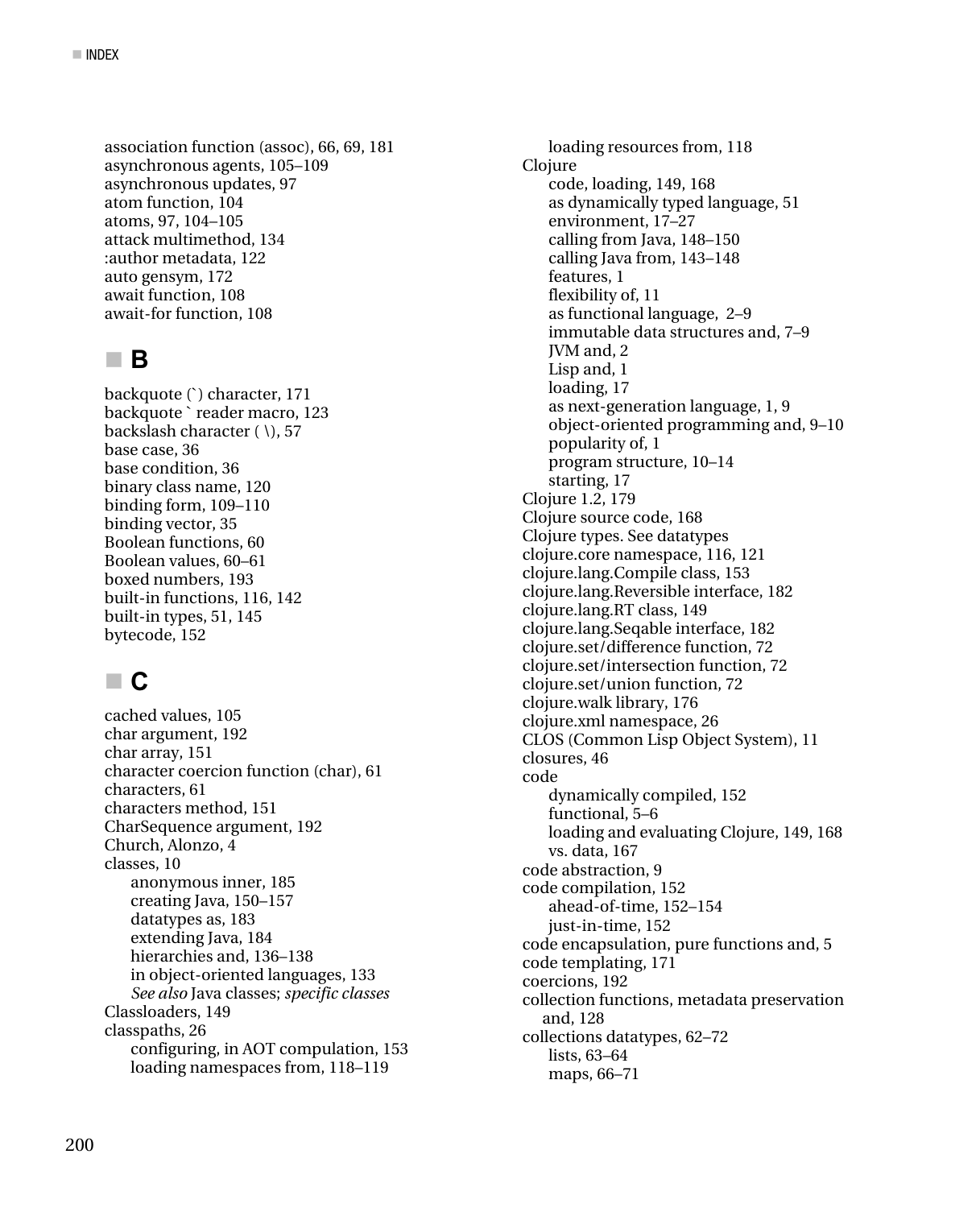association function (assoc), 66, 69, 181
asynchronous agents, 105–109
asynchronous updates, 97
atom function, 104
atoms, 97, 104–105
attack multimethod, 134
:author metadata, 122
auto gensym, 172
await function, 108
await-for function, 108

## B

backquote (`) character, 171
backquote ` reader macro, 123
backslash character ( \), 57
base case, 36
base condition, 36
binary class name, 120
binding form, 109–110
binding vector, 35
Boolean functions, 60
Boolean values, 60–61
boxed numbers, 193
built-in functions, 116, 142
built-in types, 51, 145
bytecode, 152

## C

cached values, 105
char argument, 192
char array, 151
character coercion function (char), 61
characters, 61
characters method, 151
CharSequence argument, 192
Church, Alonzo, 4
classes, 10
    anonymous inner, 185
    creating Java, 150–157
    datatypes as, 183
    extending Java, 184
    hierarchies and, 136–138
    in object-oriented languages, 133
    *See also* Java classes; *specific classes*
Classloaders, 149
classpaths, 26
    configuring, in AOT compulation, 153
    loading namespaces from, 118–119
    loading resources from, 118
Clojure
    code, loading, 149, 168
    as dynamically typed language, 51
    environment, 17–27
    calling from Java, 148–150
    calling Java from, 143–148
    features, 1
    flexibility of, 11
    as functional language, 2–9
    immutable data structures and, 7–9
    JVM and, 2
    Lisp and, 1
    loading, 17
    as next-generation language, 1, 9
    object-oriented programming and, 9–10
    popularity of, 1
    program structure, 10–14
    starting, 17
Clojure 1.2, 179
Clojure source code, 168
Clojure types. See datatypes
clojure.core namespace, 116, 121
clojure.lang.Compile class, 153
clojure.lang.Reversible interface, 182
clojure.lang.RT class, 149
clojure.lang.Seqable interface, 182
clojure.set/difference function, 72
clojure.set/intersection function, 72
clojure.set/union function, 72
clojure.walk library, 176
clojure.xml namespace, 26
CLOS (Common Lisp Object System), 11
closures, 46
code
    dynamically compiled, 152
    functional, 5–6
    loading and evaluating Clojure, 149, 168
    vs. data, 167
code abstraction, 9
code compilation, 152
    ahead-of-time, 152–154
    just-in-time, 152
code encapsulation, pure functions and, 5
code templating, 171
coercions, 192
collection functions, metadata preservation and, 128
collections datatypes, 62–72
    lists, 63–64
    maps, 66–71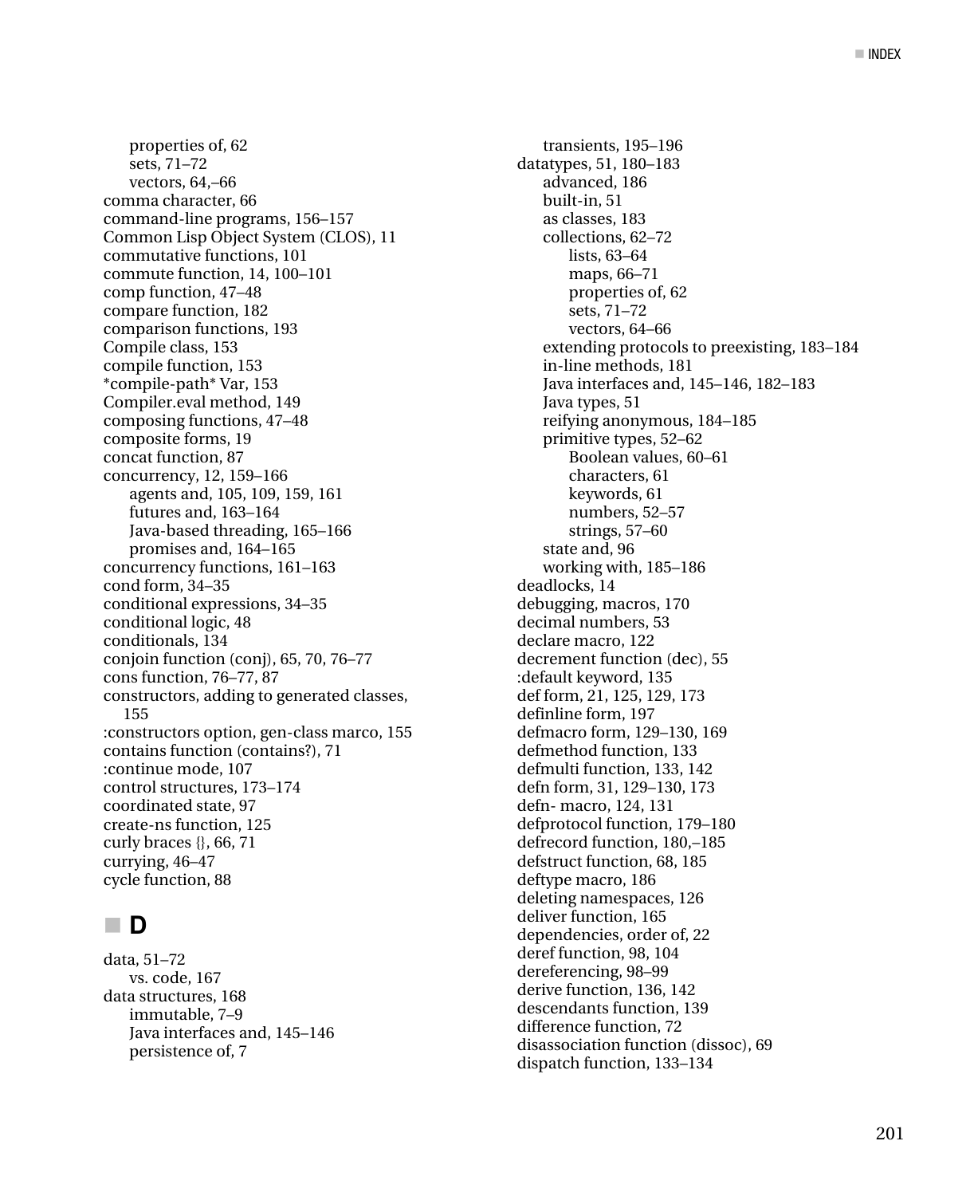properties of, 62
sets, 71–72
vectors, 64,–66

comma character, 66
command-line programs, 156–157
Common Lisp Object System (CLOS), 11
commutative functions, 101
commute function, 14, 100–101
comp function, 47–48
compare function, 182
comparison functions, 193
Compile class, 153
compile function, 153
*compile-path* Var, 153
Compiler.eval method, 149
composing functions, 47–48
composite forms, 19
concat function, 87
concurrency, 12, 159–166
agents and, 105, 109, 159, 161
futures and, 163–164
Java-based threading, 165–166
promises and, 164–165

concurrency functions, 161–163
cond form, 34–35
conditional expressions, 34–35
conditional logic, 48
conditionals, 134
conjoin function (conj), 65, 70, 76–77
cons function, 76–77, 87
constructors, adding to generated classes, 155
:constructors option, gen-class marco, 155
contains function (contains?), 71
:continue mode, 107
control structures, 173–174
coordinated state, 97
create-ns function, 125
curly braces {}, 66, 71
currying, 46–47
cycle function, 88

## D

data, 51–72
vs. code, 167

data structures, 168
immutable, 7–9
Java interfaces and, 145–146
persistence of, 7

transients, 195–196

datatypes, 51, 180–183
advanced, 186
built-in, 51
as classes, 183
collections, 62–72
lists, 63–64
maps, 66–71
properties of, 62
sets, 71–72
vectors, 64–66
extending protocols to preexisting, 183–184
in-line methods, 181
Java interfaces and, 145–146, 182–183
Java types, 51
reifying anonymous, 184–185
primitive types, 52–62
Boolean values, 60–61
characters, 61
keywords, 61
numbers, 52–57
strings, 57–60
state and, 96
working with, 185–186

deadlocks, 14
debugging, macros, 170
decimal numbers, 53
declare macro, 122
decrement function (dec), 55
:default keyword, 135
def form, 21, 125, 129, 173
definline form, 197
defmacro form, 129–130, 169
defmethod function, 133
defmulti function, 133, 142
defn form, 31, 129–130, 173
defn- macro, 124, 131
defprotocol function, 179–180
defrecord function, 180,–185
defstruct function, 68, 185
deftype macro, 186
deleting namespaces, 126
deliver function, 165
dependencies, order of, 22
deref function, 98, 104
dereferencing, 98–99
derive function, 136, 142
descendants function, 139
difference function, 72
disassociation function (dissoc), 69
dispatch function, 133–134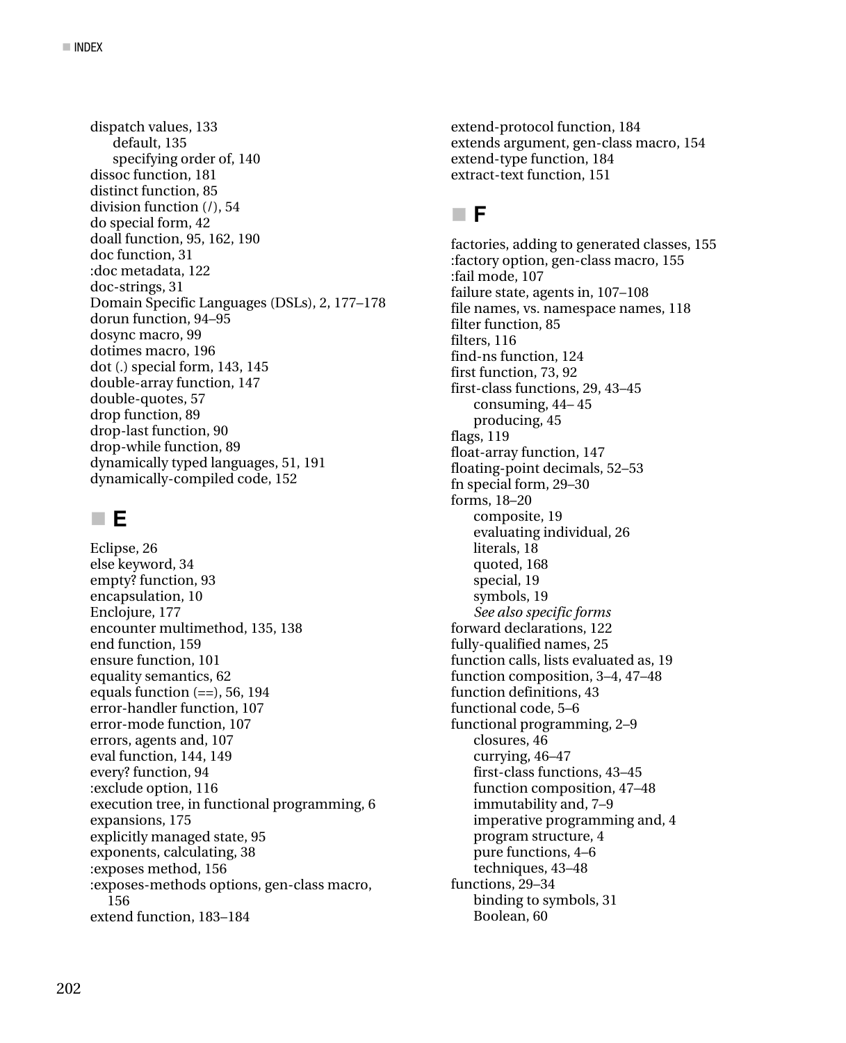dispatch values, 133
- default, 135
- specifying order of, 140

dissoc function, 181
distinct function, 85
division function (/), 54
do special form, 42
doall function, 95, 162, 190
doc function, 31
:doc metadata, 122
doc-strings, 31
Domain Specific Languages (DSLs), 2, 177–178
dorun function, 94–95
dosync macro, 99
dotimes macro, 196
dot (.) special form, 143, 145
double-array function, 147
double-quotes, 57
drop function, 89
drop-last function, 90
drop-while function, 89
dynamically typed languages, 51, 191
dynamically-compiled code, 152

## E

Eclipse, 26
else keyword, 34
empty? function, 93
encapsulation, 10
Enclojure, 177
encounter multimethod, 135, 138
end function, 159
ensure function, 101
equality semantics, 62
equals function (==), 56, 194
error-handler function, 107
error-mode function, 107
errors, agents and, 107
eval function, 144, 149
every? function, 94
:exclude option, 116
execution tree, in functional programming, 6
expansions, 175
explicitly managed state, 95
exponents, calculating, 38
:exposes method, 156
:exposes-methods options, gen-class macro, 156
extend function, 183–184
extend-protocol function, 184
extends argument, gen-class macro, 154
extend-type function, 184
extract-text function, 151

## F

factories, adding to generated classes, 155
:factory option, gen-class macro, 155
:fail mode, 107
failure state, agents in, 107–108
file names, vs. namespace names, 118
filter function, 85
filters, 116
find-ns function, 124
first function, 73, 92
first-class functions, 29, 43–45
- consuming, 44– 45
- producing, 45

flags, 119
float-array function, 147
floating-point decimals, 52–53
fn special form, 29–30
forms, 18–20
- composite, 19
- evaluating individual, 26
- literals, 18
- quoted, 168
- special, 19
- symbols, 19
- *See also specific forms*

forward declarations, 122
fully-qualified names, 25
function calls, lists evaluated as, 19
function composition, 3–4, 47–48
function definitions, 43
functional code, 5–6
functional programming, 2–9
- closures, 46
- currying, 46–47
- first-class functions, 43–45
- function composition, 47–48
- immutability and, 7–9
- imperative programming and, 4
- program structure, 4
- pure functions, 4–6
- techniques, 43–48

functions, 29–34
- binding to symbols, 31
- Boolean, 60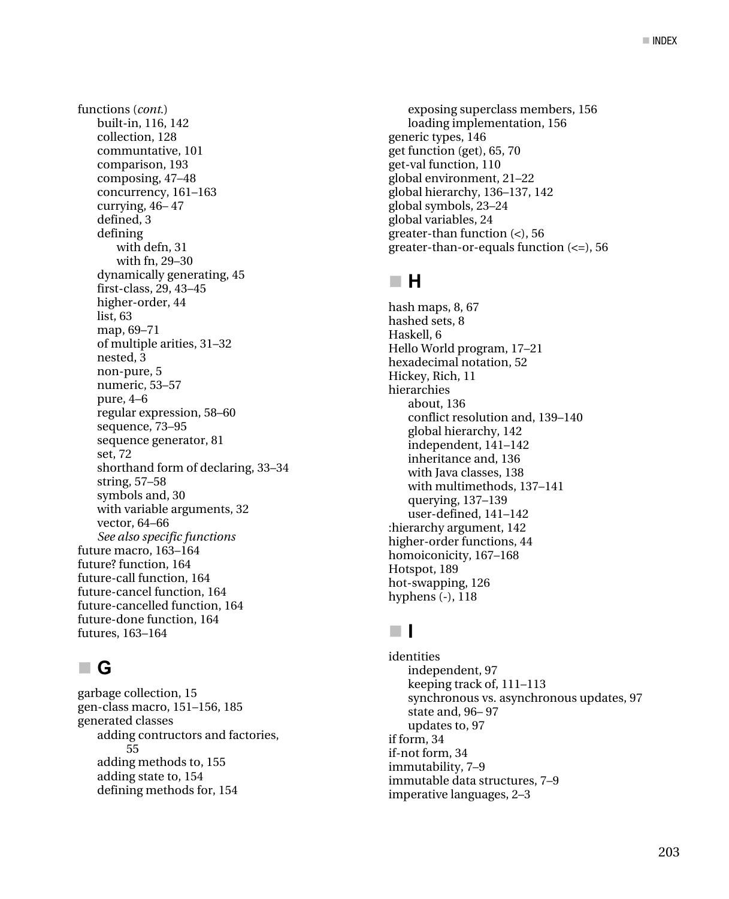functions (*cont.*)
- built-in, 116, 142
- collection, 128
- communtative, 101
- comparison, 193
- composing, 47–48
- concurrency, 161–163
- currying, 46– 47
- defined, 3
- defining
  - with defn, 31
  - with fn, 29–30
- dynamically generating, 45
- first-class, 29, 43–45
- higher-order, 44
- list, 63
- map, 69–71
- of multiple arities, 31–32
- nested, 3
- non-pure, 5
- numeric, 53–57
- pure, 4–6
- regular expression, 58–60
- sequence, 73–95
- sequence generator, 81
- set, 72
- shorthand form of declaring, 33–34
- string, 57–58
- symbols and, 30
- with variable arguments, 32
- vector, 64–66
- *See also specific functions*

future macro, 163–164
future? function, 164
future-call function, 164
future-cancel function, 164
future-cancelled function, 164
future-done function, 164
futures, 163–164

## G

garbage collection, 15
gen-class macro, 151–156, 185
generated classes
- adding contructors and factories, 55
- adding methods to, 155
- adding state to, 154
- defining methods for, 154
- exposing superclass members, 156
- loading implementation, 156

generic types, 146
get function (get), 65, 70
get-val function, 110
global environment, 21–22
global hierarchy, 136–137, 142
global symbols, 23–24
global variables, 24
greater-than function (<), 56
greater-than-or-equals function (<=), 56

## H

hash maps, 8, 67
hashed sets, 8
Haskell, 6
Hello World program, 17–21
hexadecimal notation, 52
Hickey, Rich, 11
hierarchies
- about, 136
- conflict resolution and, 139–140
- global hierarchy, 142
- independent, 141–142
- inheritance and, 136
- with Java classes, 138
- with multimethods, 137–141
- querying, 137–139
- user-defined, 141–142

:hierarchy argument, 142
higher-order functions, 44
homoiconicity, 167–168
Hotspot, 189
hot-swapping, 126
hyphens (-), 118

## I

identities
- independent, 97
- keeping track of, 111–113
- synchronous vs. asynchronous updates, 97
- state and, 96– 97
- updates to, 97

if form, 34
if-not form, 34
immutability, 7–9
immutable data structures, 7–9
imperative languages, 2–3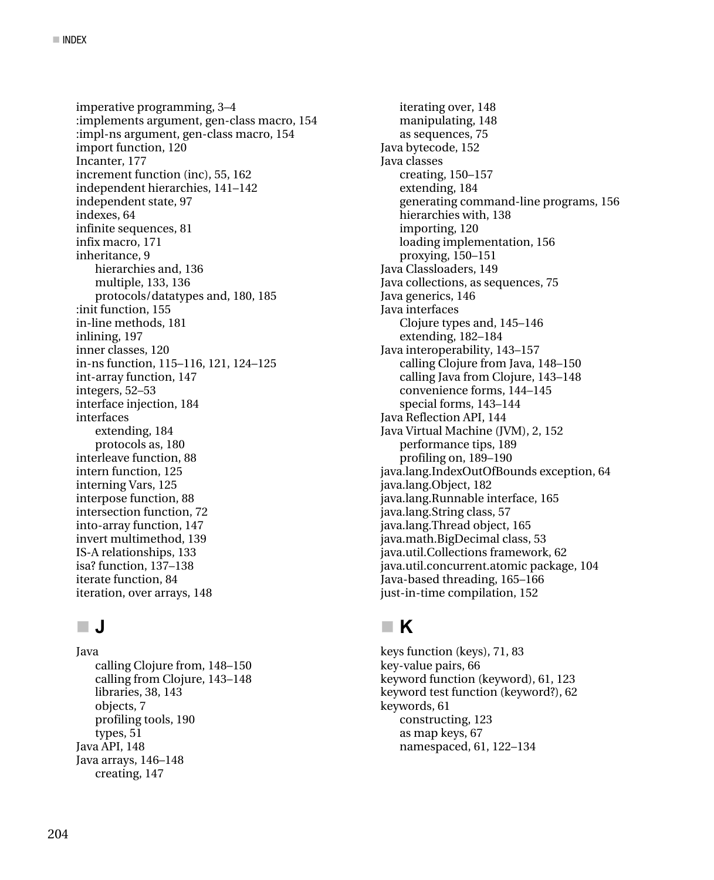imperative programming, 3–4
:implements argument, gen-class macro, 154
:impl-ns argument, gen-class macro, 154
import function, 120
Incanter, 177
increment function (inc), 55, 162
independent hierarchies, 141–142
independent state, 97
indexes, 64
infinite sequences, 81
infix macro, 171
inheritance, 9
- hierarchies and, 136
- multiple, 133, 136
- protocols/datatypes and, 180, 185

:init function, 155
in-line methods, 181
inlining, 197
inner classes, 120
in-ns function, 115–116, 121, 124–125
int-array function, 147
integers, 52–53
interface injection, 184
interfaces
- extending, 184
- protocols as, 180

interleave function, 88
intern function, 125
interning Vars, 125
interpose function, 88
intersection function, 72
into-array function, 147
invert multimethod, 139
IS-A relationships, 133
isa? function, 137–138
iterate function, 84
iteration, over arrays, 148

## J

Java
- calling Clojure from, 148–150
- calling from Clojure, 143–148
- libraries, 38, 143
- objects, 7
- profiling tools, 190
- types, 51

Java API, 148
Java arrays, 146–148
- creating, 147
- iterating over, 148
- manipulating, 148
- as sequences, 75

Java bytecode, 152
Java classes
- creating, 150–157
- extending, 184
- generating command-line programs, 156
- hierarchies with, 138
- importing, 120
- loading implementation, 156
- proxying, 150–151

Java Classloaders, 149
Java collections, as sequences, 75
Java generics, 146
Java interfaces
- Clojure types and, 145–146
- extending, 182–184

Java interoperability, 143–157
- calling Clojure from Java, 148–150
- calling Java from Clojure, 143–148
- convenience forms, 144–145
- special forms, 143–144

Java Reflection API, 144
Java Virtual Machine (JVM), 2, 152
- performance tips, 189
- profiling on, 189–190

java.lang.IndexOutOfBounds exception, 64
java.lang.Object, 182
java.lang.Runnable interface, 165
java.lang.String class, 57
java.lang.Thread object, 165
java.math.BigDecimal class, 53
java.util.Collections framework, 62
java.util.concurrent.atomic package, 104
Java-based threading, 165–166
just-in-time compilation, 152

## K

keys function (keys), 71, 83
key-value pairs, 66
keyword function (keyword), 61, 123
keyword test function (keyword?), 62
keywords, 61
- constructing, 123
- as map keys, 67
- namespaced, 61, 122–134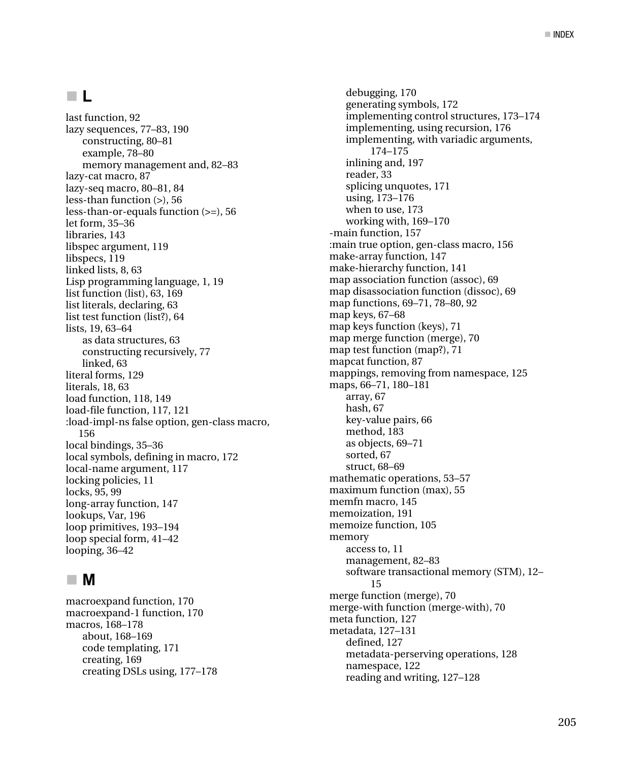## L

last function, 92
lazy sequences, 77–83, 190
  constructing, 80–81
  example, 78–80
  memory management and, 82–83
lazy-cat macro, 87
lazy-seq macro, 80–81, 84
less-than function (>), 56
less-than-or-equals function (>=), 56
let form, 35–36
libraries, 143
libspec argument, 119
libspecs, 119
linked lists, 8, 63
Lisp programming language, 1, 19
list function (list), 63, 169
list literals, declaring, 63
list test function (list?), 64
lists, 19, 63–64
  as data structures, 63
  constructing recursively, 77
  linked, 63
literal forms, 129
literals, 18, 63
load function, 118, 149
load-file function, 117, 121
:load-impl-ns false option, gen-class macro, 156
local bindings, 35–36
local symbols, defining in macro, 172
local-name argument, 117
locking policies, 11
locks, 95, 99
long-array function, 147
lookups, Var, 196
loop primitives, 193–194
loop special form, 41–42
looping, 36–42

## M

macroexpand function, 170
macroexpand-1 function, 170
macros, 168–178
  about, 168–169
  code templating, 171
  creating, 169
  creating DSLs using, 177–178
  debugging, 170
  generating symbols, 172
  implementing control structures, 173–174
  implementing, using recursion, 176
  implementing, with variadic arguments, 174–175
  inlining and, 197
  reader, 33
  splicing unquotes, 171
  using, 173–176
  when to use, 173
  working with, 169–170
-main function, 157
:main true option, gen-class macro, 156
make-array function, 147
make-hierarchy function, 141
map association function (assoc), 69
map disassociation function (dissoc), 69
map functions, 69–71, 78–80, 92
map keys, 67–68
map keys function (keys), 71
map merge function (merge), 70
map test function (map?), 71
mapcat function, 87
mappings, removing from namespace, 125
maps, 66–71, 180–181
  array, 67
  hash, 67
  key-value pairs, 66
  method, 183
  as objects, 69–71
  sorted, 67
  struct, 68–69
mathematic operations, 53–57
maximum function (max), 55
memfn macro, 145
memoization, 191
memoize function, 105
memory
  access to, 11
  management, 82–83
  software transactional memory (STM), 12–15
merge function (merge), 70
merge-with function (merge-with), 70
meta function, 127
metadata, 127–131
  defined, 127
  metadata-perserving operations, 128
  namespace, 122
  reading and writing, 127–128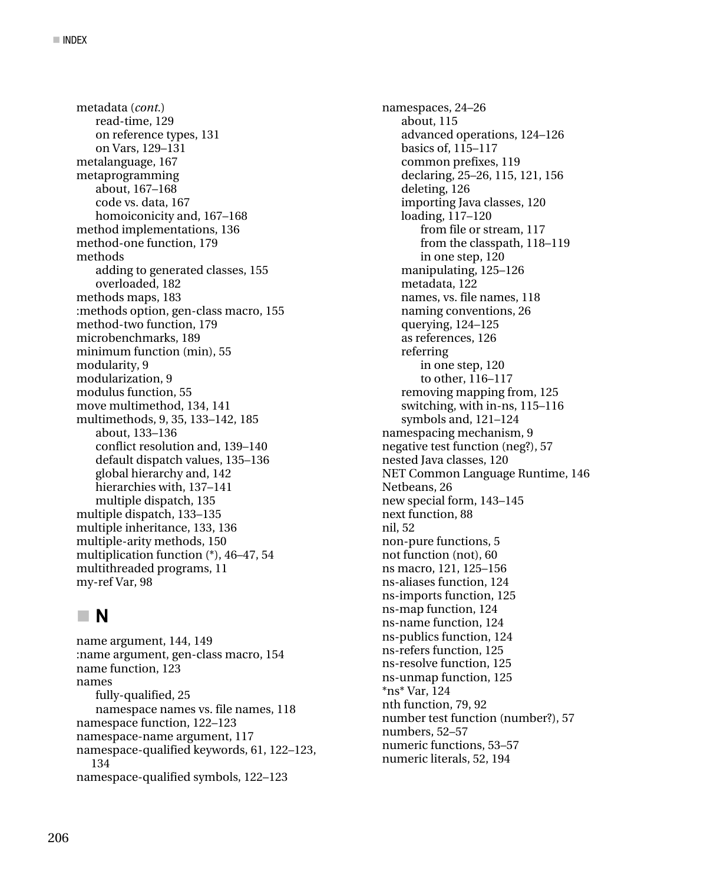metadata (*cont.*)
- read-time, 129
- on reference types, 131
- on Vars, 129–131

metalanguage, 167
metaprogramming
- about, 167–168
- code vs. data, 167
- homoiconicity and, 167–168

method implementations, 136
method-one function, 179
methods
- adding to generated classes, 155
- overloaded, 182

methods maps, 183
:methods option, gen-class macro, 155
method-two function, 179
microbenchmarks, 189
minimum function (min), 55
modularity, 9
modularization, 9
modulus function, 55
move multimethod, 134, 141
multimethods, 9, 35, 133–142, 185
- about, 133–136
- conflict resolution and, 139–140
- default dispatch values, 135–136
- global hierarchy and, 142
- hierarchies with, 137–141
- multiple dispatch, 135

multiple dispatch, 133–135
multiple inheritance, 133, 136
multiple-arity methods, 150
multiplication function (*), 46–47, 54
multithreaded programs, 11
my-ref Var, 98

## N

name argument, 144, 149
:name argument, gen-class macro, 154
name function, 123
names
- fully-qualified, 25
- namespace names vs. file names, 118

namespace function, 122–123
namespace-name argument, 117
namespace-qualified keywords, 61, 122–123, 134
namespace-qualified symbols, 122–123
namespaces, 24–26
- about, 115
- advanced operations, 124–126
- basics of, 115–117
- common prefixes, 119
- declaring, 25–26, 115, 121, 156
- deleting, 126
- importing Java classes, 120
- loading, 117–120
  - from file or stream, 117
  - from the classpath, 118–119
  - in one step, 120
- manipulating, 125–126
- metadata, 122
- names, vs. file names, 118
- naming conventions, 26
- querying, 124–125
- as references, 126
- referring
  - in one step, 120
  - to other, 116–117
- removing mapping from, 125
- switching, with in-ns, 115–116
- symbols and, 121–124

namespacing mechanism, 9
negative test function (neg?), 57
nested Java classes, 120
NET Common Language Runtime, 146
Netbeans, 26
new special form, 143–145
next function, 88
nil, 52
non-pure functions, 5
not function (not), 60
ns macro, 121, 125–156
ns-aliases function, 124
ns-imports function, 125
ns-map function, 124
ns-name function, 124
ns-publics function, 124
ns-refers function, 125
ns-resolve function, 125
ns-unmap function, 125
*ns* Var, 124
nth function, 79, 92
number test function (number?), 57
numbers, 52–57
numeric functions, 53–57
numeric literals, 52, 194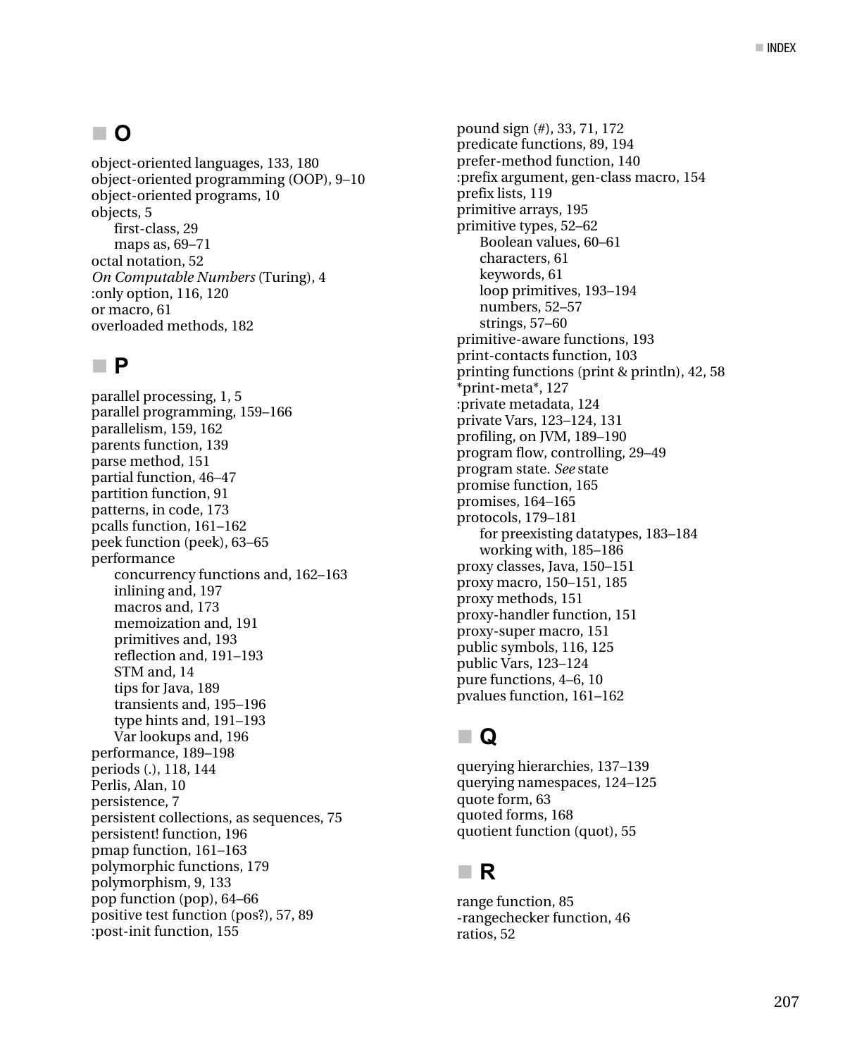## O

object-oriented languages, 133, 180
object-oriented programming (OOP), 9–10
object-oriented programs, 10
objects, 5
  first-class, 29
  maps as, 69–71
octal notation, 52
*On Computable Numbers* (Turing), 4
:only option, 116, 120
or macro, 61
overloaded methods, 182

## P

parallel processing, 1, 5
parallel programming, 159–166
parallelism, 159, 162
parents function, 139
parse method, 151
partial function, 46–47
partition function, 91
patterns, in code, 173
pcalls function, 161–162
peek function (peek), 63–65
performance
  concurrency functions and, 162–163
  inlining and, 197
  macros and, 173
  memoization and, 191
  primitives and, 193
  reflection and, 191–193
  STM and, 14
  tips for Java, 189
  transients and, 195–196
  type hints and, 191–193
  Var lookups and, 196
performance, 189–198
periods (.), 118, 144
Perlis, Alan, 10
persistence, 7
persistent collections, as sequences, 75
persistent! function, 196
pmap function, 161–163
polymorphic functions, 179
polymorphism, 9, 133
pop function (pop), 64–66
positive test function (pos?), 57, 89
:post-init function, 155
pound sign (#), 33, 71, 172
predicate functions, 89, 194
prefer-method function, 140
:prefix argument, gen-class macro, 154
prefix lists, 119
primitive arrays, 195
primitive types, 52–62
  Boolean values, 60–61
  characters, 61
  keywords, 61
  loop primitives, 193–194
  numbers, 52–57
  strings, 57–60
primitive-aware functions, 193
print-contacts function, 103
printing functions (print & println), 42, 58
*print-meta*, 127
:private metadata, 124
private Vars, 123–124, 131
profiling, on JVM, 189–190
program flow, controlling, 29–49
program state. *See* state
promise function, 165
promises, 164–165
protocols, 179–181
  for preexisting datatypes, 183–184
  working with, 185–186
proxy classes, Java, 150–151
proxy macro, 150–151, 185
proxy methods, 151
proxy-handler function, 151
proxy-super macro, 151
public symbols, 116, 125
public Vars, 123–124
pure functions, 4–6, 10
pvalues function, 161–162

## Q

querying hierarchies, 137–139
querying namespaces, 124–125
quote form, 63
quoted forms, 168
quotient function (quot), 55

## R

range function, 85
-rangechecker function, 46
ratios, 52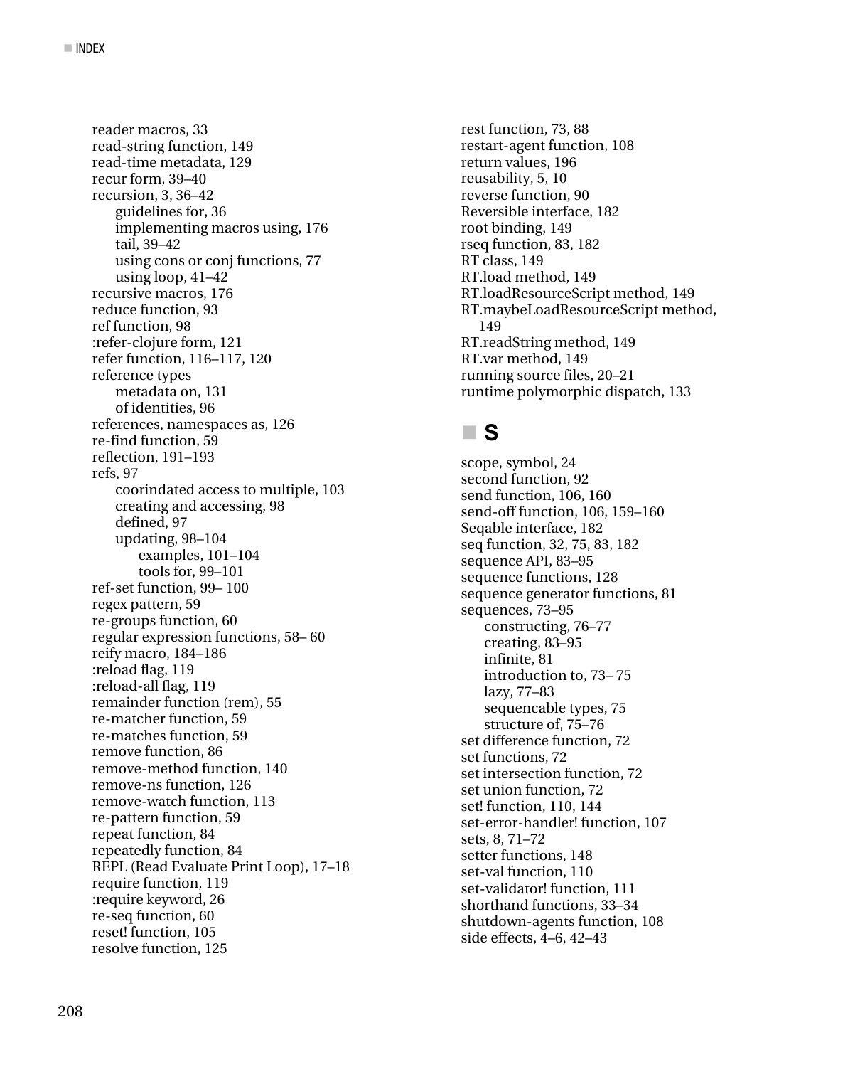reader macros, 33
read-string function, 149
read-time metadata, 129
recur form, 39–40
recursion, 3, 36–42
  guidelines for, 36
  implementing macros using, 176
  tail, 39–42
  using cons or conj functions, 77
  using loop, 41–42
recursive macros, 176
reduce function, 93
ref function, 98
:refer-clojure form, 121
refer function, 116–117, 120
reference types
  metadata on, 131
  of identities, 96
references, namespaces as, 126
re-find function, 59
reflection, 191–193
refs, 97
  coorindated access to multiple, 103
  creating and accessing, 98
  defined, 97
  updating, 98–104
    examples, 101–104
    tools for, 99–101
ref-set function, 99– 100
regex pattern, 59
re-groups function, 60
regular expression functions, 58– 60
reify macro, 184–186
:reload flag, 119
:reload-all flag, 119
remainder function (rem), 55
re-matcher function, 59
re-matches function, 59
remove function, 86
remove-method function, 140
remove-ns function, 126
remove-watch function, 113
re-pattern function, 59
repeat function, 84
repeatedly function, 84
REPL (Read Evaluate Print Loop), 17–18
require function, 119
:require keyword, 26
re-seq function, 60
reset! function, 105
resolve function, 125
rest function, 73, 88
restart-agent function, 108
return values, 196
reusability, 5, 10
reverse function, 90
Reversible interface, 182
root binding, 149
rseq function, 83, 182
RT class, 149
RT.load method, 149
RT.loadResourceScript method, 149
RT.maybeLoadResourceScript method, 149
RT.readString method, 149
RT.var method, 149
running source files, 20–21
runtime polymorphic dispatch, 133

## S

scope, symbol, 24
second function, 92
send function, 106, 160
send-off function, 106, 159–160
Seqable interface, 182
seq function, 32, 75, 83, 182
sequence API, 83–95
sequence functions, 128
sequence generator functions, 81
sequences, 73–95
  constructing, 76–77
  creating, 83–95
  infinite, 81
  introduction to, 73– 75
  lazy, 77–83
  sequencable types, 75
  structure of, 75–76
set difference function, 72
set functions, 72
set intersection function, 72
set union function, 72
set! function, 110, 144
set-error-handler! function, 107
sets, 8, 71–72
setter functions, 148
set-val function, 110
set-validator! function, 111
shorthand functions, 33–34
shutdown-agents function, 108
side effects, 4–6, 42–43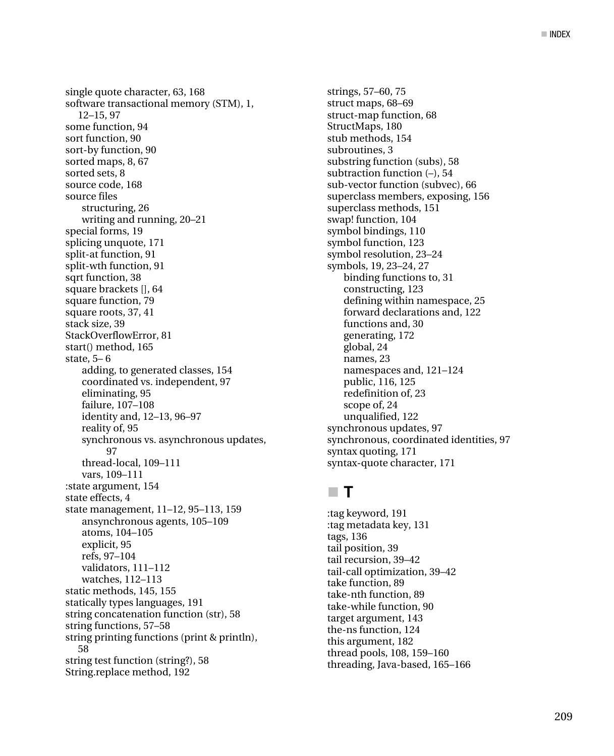single quote character, 63, 168
software transactional memory (STM), 1, 12–15, 97
some function, 94
sort function, 90
sort-by function, 90
sorted maps, 8, 67
sorted sets, 8
source code, 168
source files
  structuring, 26
  writing and running, 20–21
special forms, 19
splicing unquote, 171
split-at function, 91
split-wth function, 91
sqrt function, 38
square brackets [], 64
square function, 79
square roots, 37, 41
stack size, 39
StackOverflowError, 81
start() method, 165
state, 5– 6
  adding, to generated classes, 154
  coordinated vs. independent, 97
  eliminating, 95
  failure, 107–108
  identity and, 12–13, 96–97
  reality of, 95
  synchronous vs. asynchronous updates, 97
  thread-local, 109–111
  vars, 109–111
:state argument, 154
state effects, 4
state management, 11–12, 95–113, 159
  ansynchronous agents, 105–109
  atoms, 104–105
  explicit, 95
  refs, 97–104
  validators, 111–112
  watches, 112–113
static methods, 145, 155
statically types languages, 191
string concatenation function (str), 58
string functions, 57–58
string printing functions (print & println), 58
string test function (string?), 58
String.replace method, 192
strings, 57–60, 75
struct maps, 68–69
struct-map function, 68
StructMaps, 180
stub methods, 154
subroutines, 3
substring function (subs), 58
subtraction function (–), 54
sub-vector function (subvec), 66
superclass members, exposing, 156
superclass methods, 151
swap! function, 104
symbol bindings, 110
symbol function, 123
symbol resolution, 23–24
symbols, 19, 23–24, 27
  binding functions to, 31
  constructing, 123
  defining within namespace, 25
  forward declarations and, 122
  functions and, 30
  generating, 172
  global, 24
  names, 23
  namespaces and, 121–124
  public, 116, 125
  redefinition of, 23
  scope of, 24
  unqualified, 122
synchronous updates, 97
synchronous, coordinated identities, 97
syntax quoting, 171
syntax-quote character, 171

## T

:tag keyword, 191
:tag metadata key, 131
tags, 136
tail position, 39
tail recursion, 39–42
tail-call optimization, 39–42
take function, 89
take-nth function, 89
take-while function, 90
target argument, 143
the-ns function, 124
this argument, 182
thread pools, 108, 159–160
threading, Java-based, 165–166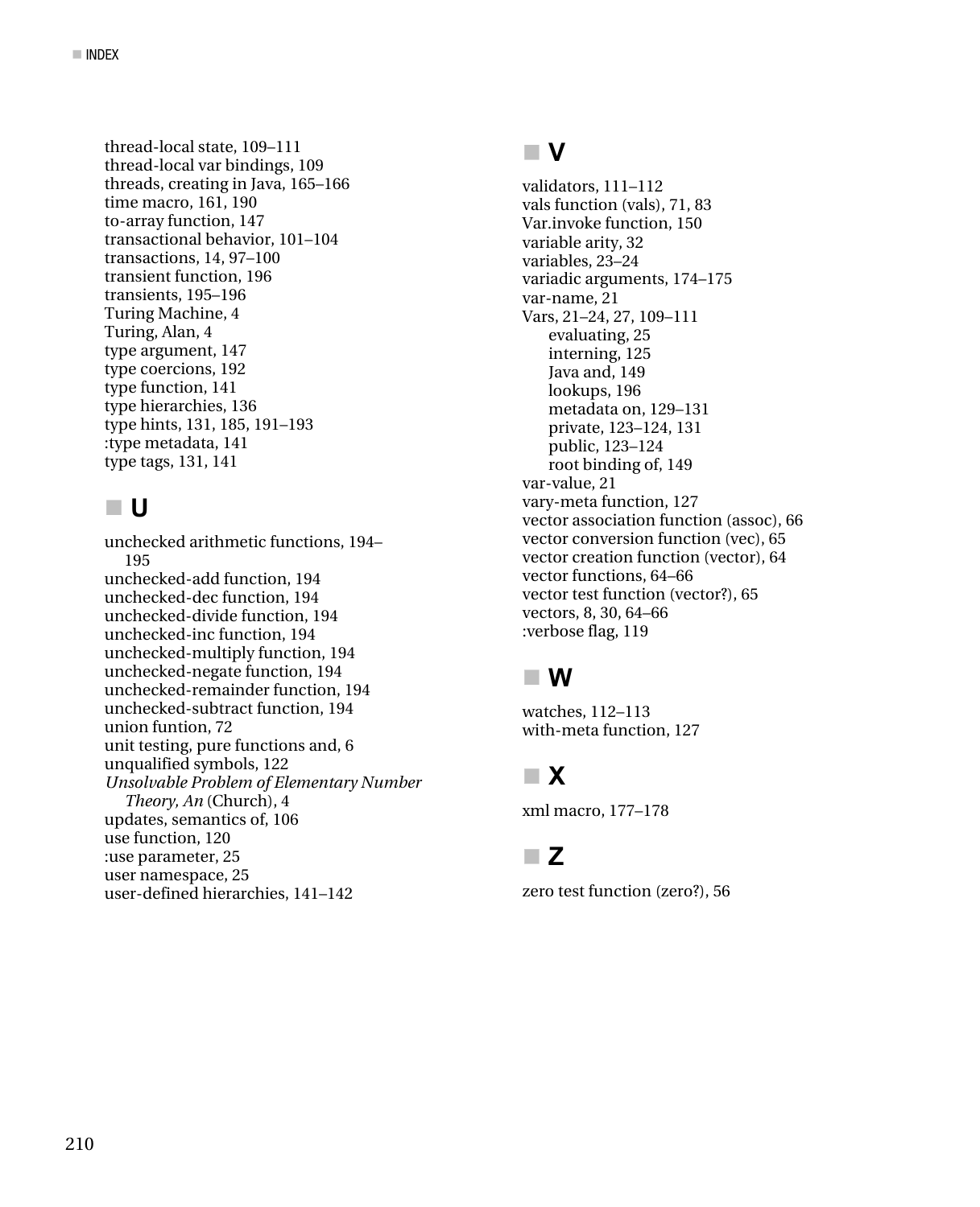thread-local state, 109–111
thread-local var bindings, 109
threads, creating in Java, 165–166
time macro, 161, 190
to-array function, 147
transactional behavior, 101–104
transactions, 14, 97–100
transient function, 196
transients, 195–196
Turing Machine, 4
Turing, Alan, 4
type argument, 147
type coercions, 192
type function, 141
type hierarchies, 136
type hints, 131, 185, 191–193
:type metadata, 141
type tags, 131, 141

## U

unchecked arithmetic functions, 194–195
unchecked-add function, 194
unchecked-dec function, 194
unchecked-divide function, 194
unchecked-inc function, 194
unchecked-multiply function, 194
unchecked-negate function, 194
unchecked-remainder function, 194
unchecked-subtract function, 194
union funtion, 72
unit testing, pure functions and, 6
unqualified symbols, 122
*Unsolvable Problem of Elementary Number Theory, An* (Church), 4
updates, semantics of, 106
use function, 120
:use parameter, 25
user namespace, 25
user-defined hierarchies, 141–142

## V

validators, 111–112
vals function (vals), 71, 83
Var.invoke function, 150
variable arity, 32
variables, 23–24
variadic arguments, 174–175
var-name, 21
Vars, 21–24, 27, 109–111
  evaluating, 25
  interning, 125
  Java and, 149
  lookups, 196
  metadata on, 129–131
  private, 123–124, 131
  public, 123–124
  root binding of, 149
var-value, 21
vary-meta function, 127
vector association function (assoc), 66
vector conversion function (vec), 65
vector creation function (vector), 64
vector functions, 64–66
vector test function (vector?), 65
vectors, 8, 30, 64–66
:verbose flag, 119

## W

watches, 112–113
with-meta function, 127

## X

xml macro, 177–178

## Z

zero test function (zero?), 56